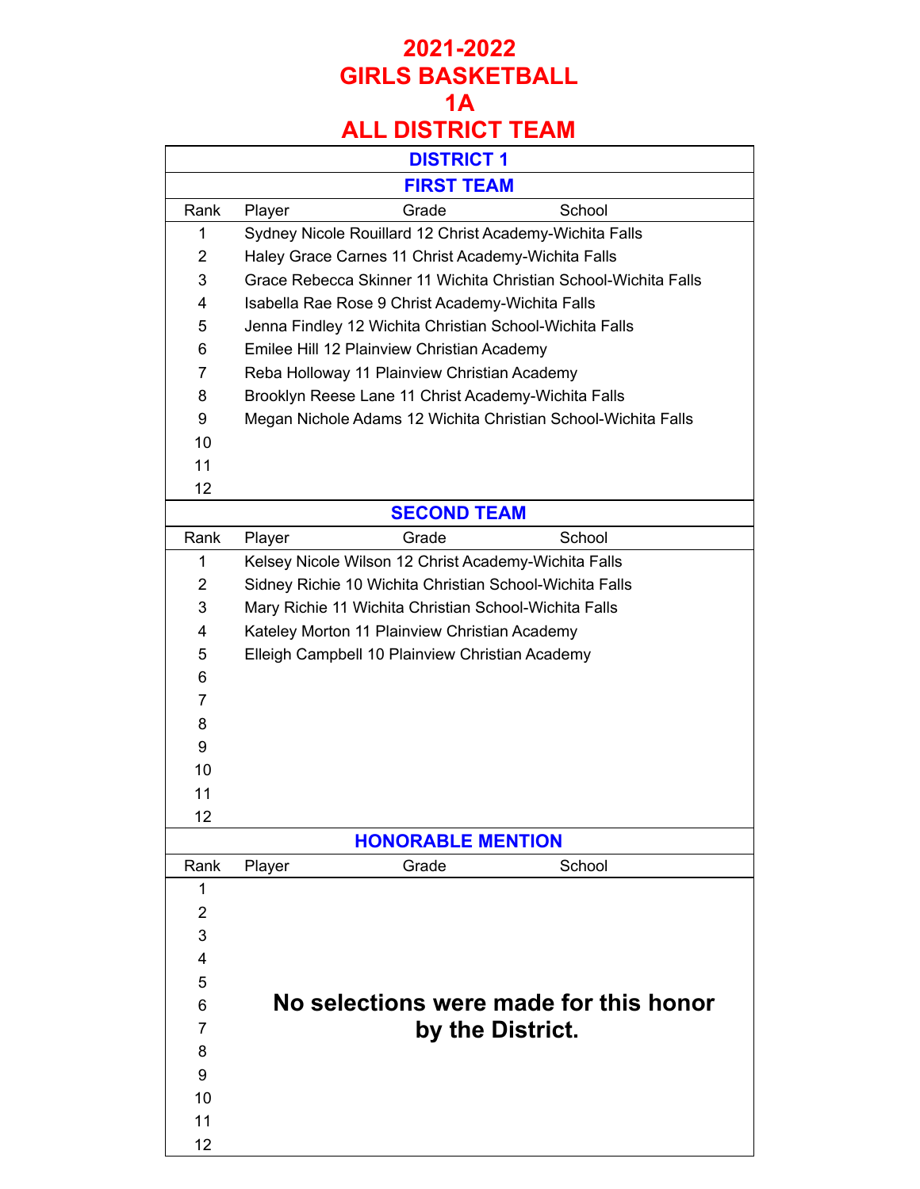# 2021-2022
# GIRLS BASKETBALL
# 1A
# ALL DISTRICT TEAM

## DISTRICT 1

### FIRST TEAM

| Rank | Player | Grade | School |
|---|---|---|---|
| 1 | Sydney Nicole Rouillard | 12 | Christ Academy-Wichita Falls |
| 2 | Haley Grace Carnes | 11 | Christ Academy-Wichita Falls |
| 3 | Grace Rebecca Skinner | 11 | Wichita Christian School-Wichita Falls |
| 4 | Isabella Rae Rose | 9 | Christ Academy-Wichita Falls |
| 5 | Jenna Findley | 12 | Wichita Christian School-Wichita Falls |
| 6 | Emilee Hill | 12 | Plainview Christian Academy |
| 7 | Reba Holloway | 11 | Plainview Christian Academy |
| 8 | Brooklyn Reese Lane | 11 | Christ Academy-Wichita Falls |
| 9 | Megan Nichole Adams | 12 | Wichita Christian School-Wichita Falls |
| 10 | | | |
| 11 | | | |
| 12 | | | |

### SECOND TEAM

| Rank | Player | Grade | School |
|---|---|---|---|
| 1 | Kelsey Nicole Wilson | 12 | Christ Academy-Wichita Falls |
| 2 | Sidney Richie | 10 | Wichita Christian School-Wichita Falls |
| 3 | Mary Richie | 11 | Wichita Christian School-Wichita Falls |
| 4 | Kateley Morton | 11 | Plainview Christian Academy |
| 5 | Elleigh Campbell | 10 | Plainview Christian Academy |
| 6 | | | |
| 7 | | | |
| 8 | | | |
| 9 | | | |
| 10 | | | |
| 11 | | | |
| 12 | | | |

### HONORABLE MENTION

| Rank | Player | Grade | School |
|---|---|---|---|
| 1 | | | |
| 2 | | | |
| 3 | | | |
| 4 | | | |
| 5 | | | |
| 6 | | | |
| 7 | | | |
| 8 | | | |
| 9 | | | |
| 10 | | | |
| 11 | | | |
| 12 | | | |

**No selections were made for this honor by the District.**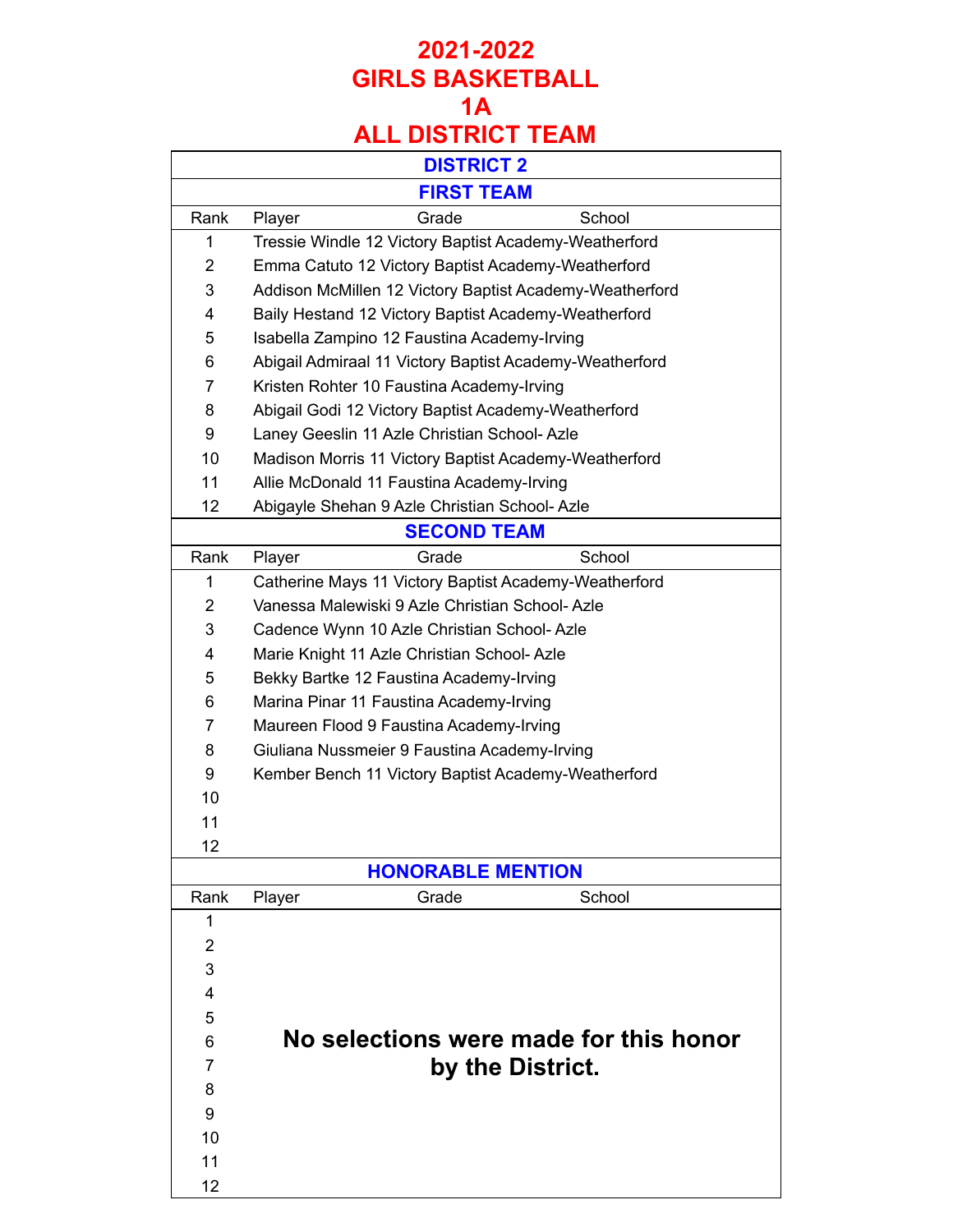# 2021-2022
# GIRLS BASKETBALL
# 1A
# ALL DISTRICT TEAM

## DISTRICT 2

### FIRST TEAM

| Rank | Player | Grade | School |
|---|---|---|---|
| 1 | Tressie Windle | 12 | Victory Baptist Academy-Weatherford |
| 2 | Emma Catuto | 12 | Victory Baptist Academy-Weatherford |
| 3 | Addison McMillen | 12 | Victory Baptist Academy-Weatherford |
| 4 | Baily Hestand | 12 | Victory Baptist Academy-Weatherford |
| 5 | Isabella Zampino | 12 | Faustina Academy-Irving |
| 6 | Abigail Admiraal | 11 | Victory Baptist Academy-Weatherford |
| 7 | Kristen Rohter | 10 | Faustina Academy-Irving |
| 8 | Abigail Godi | 12 | Victory Baptist Academy-Weatherford |
| 9 | Laney Geeslin | 11 | Azle Christian School- Azle |
| 10 | Madison Morris | 11 | Victory Baptist Academy-Weatherford |
| 11 | Allie McDonald | 11 | Faustina Academy-Irving |
| 12 | Abigayle Shehan | 9 | Azle Christian School- Azle |

### SECOND TEAM

| Rank | Player | Grade | School |
|---|---|---|---|
| 1 | Catherine Mays | 11 | Victory Baptist Academy-Weatherford |
| 2 | Vanessa Malewiski | 9 | Azle Christian School- Azle |
| 3 | Cadence Wynn | 10 | Azle Christian School- Azle |
| 4 | Marie Knight | 11 | Azle Christian School- Azle |
| 5 | Bekky Bartke | 12 | Faustina Academy-Irving |
| 6 | Marina Pinar | 11 | Faustina Academy-Irving |
| 7 | Maureen Flood | 9 | Faustina Academy-Irving |
| 8 | Giuliana Nussmeier | 9 | Faustina Academy-Irving |
| 9 | Kember Bench | 11 | Victory Baptist Academy-Weatherford |
| 10 | | | |
| 11 | | | |
| 12 | | | |

### HONORABLE MENTION

| Rank | Player | Grade | School |
|---|---|---|---|
| 1 | | | |
| 2 | | | |
| 3 | | | |
| 4 | | | |
| 5 | | | |
| 6 | | | |
| 7 | | | |
| 8 | | | |
| 9 | | | |
| 10 | | | |
| 11 | | | |
| 12 | | | |

**No selections were made for this honor by the District.**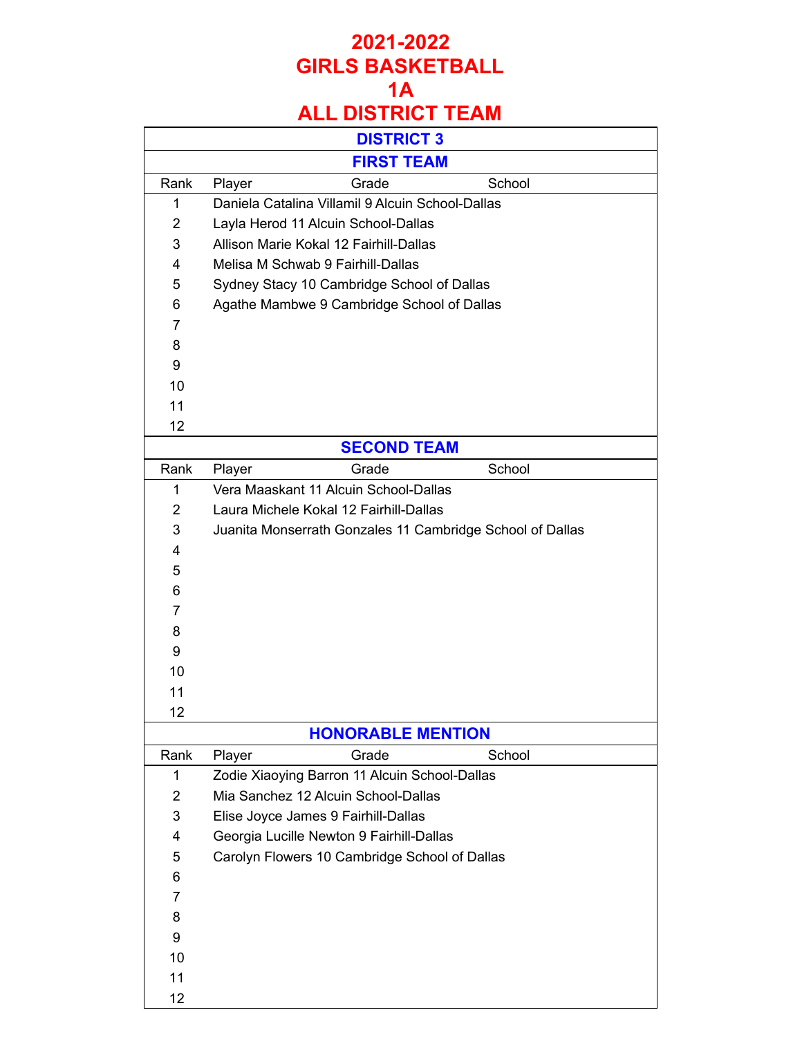# 2021-2022
# GIRLS BASKETBALL
# 1A
# ALL DISTRICT TEAM

## DISTRICT 3

### FIRST TEAM

| Rank | Player | Grade | School |
|---|---|---|---|
| 1 | Daniela Catalina Villamil | 9 | Alcuin School-Dallas |
| 2 | Layla Herod | 11 | Alcuin School-Dallas |
| 3 | Allison Marie Kokal | 12 | Fairhill-Dallas |
| 4 | Melisa M Schwab | 9 | Fairhill-Dallas |
| 5 | Sydney Stacy | 10 | Cambridge School of Dallas |
| 6 | Agathe Mambwe | 9 | Cambridge School of Dallas |
| 7 | | | |
| 8 | | | |
| 9 | | | |
| 10 | | | |
| 11 | | | |
| 12 | | | |

### SECOND TEAM

| Rank | Player | Grade | School |
|---|---|---|---|
| 1 | Vera Maaskant | 11 | Alcuin School-Dallas |
| 2 | Laura Michele Kokal | 12 | Fairhill-Dallas |
| 3 | Juanita Monserrath Gonzales | 11 | Cambridge School of Dallas |
| 4 | | | |
| 5 | | | |
| 6 | | | |
| 7 | | | |
| 8 | | | |
| 9 | | | |
| 10 | | | |
| 11 | | | |
| 12 | | | |

### HONORABLE MENTION

| Rank | Player | Grade | School |
|---|---|---|---|
| 1 | Zodie Xiaoying Barron | 11 | Alcuin School-Dallas |
| 2 | Mia Sanchez | 12 | Alcuin School-Dallas |
| 3 | Elise Joyce James | 9 | Fairhill-Dallas |
| 4 | Georgia Lucille Newton | 9 | Fairhill-Dallas |
| 5 | Carolyn Flowers | 10 | Cambridge School of Dallas |
| 6 | | | |
| 7 | | | |
| 8 | | | |
| 9 | | | |
| 10 | | | |
| 11 | | | |
| 12 | | | |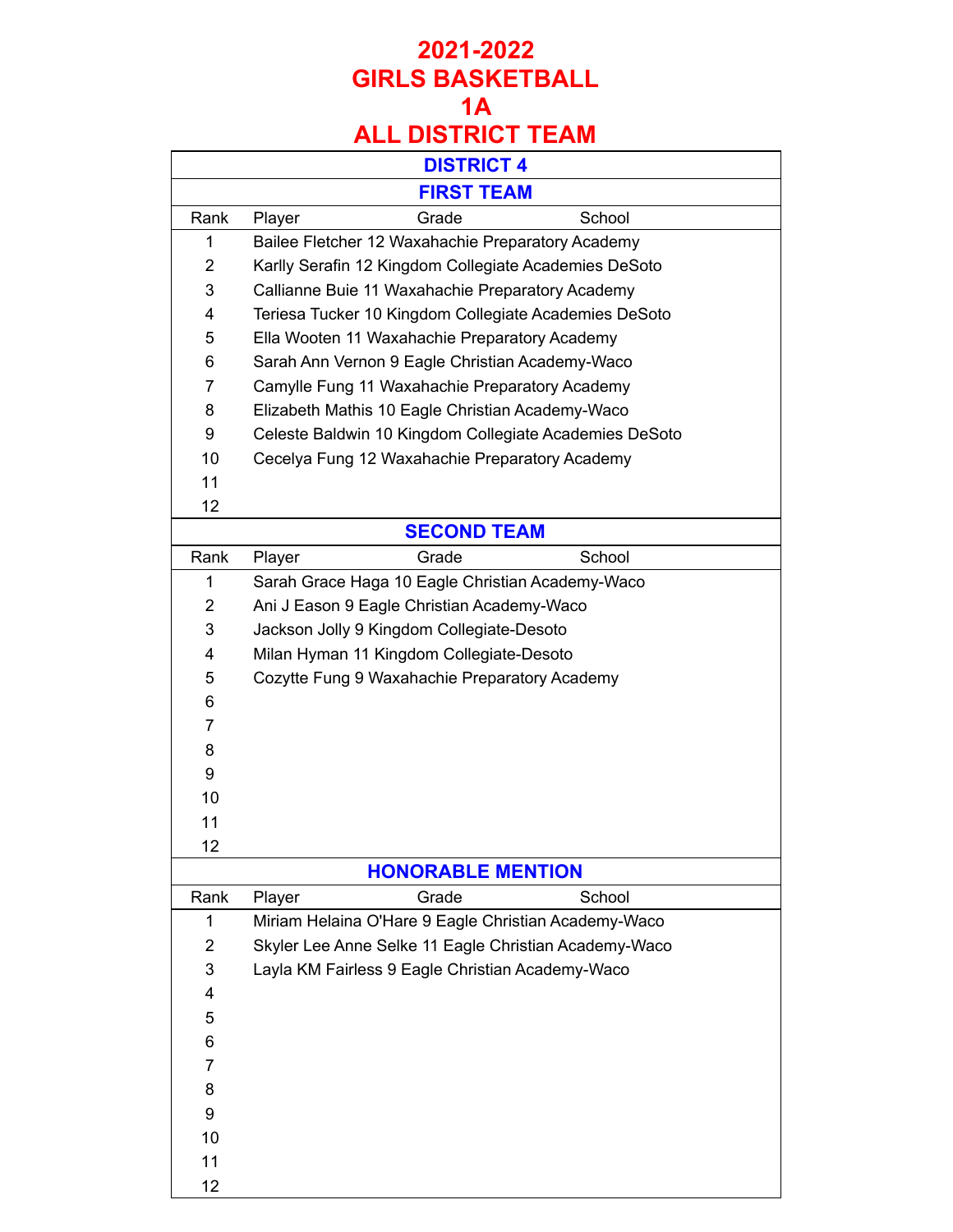# 2021-2022
# GIRLS BASKETBALL
# 1A
# ALL DISTRICT TEAM

## DISTRICT 4

### FIRST TEAM

| Rank | Player | Grade | School |
|---|---|---|---|
| 1 | Bailee Fletcher | 12 | Waxahachie Preparatory Academy |
| 2 | Karlly Serafin | 12 | Kingdom Collegiate Academies DeSoto |
| 3 | Callianne Buie | 11 | Waxahachie Preparatory Academy |
| 4 | Teriesa Tucker | 10 | Kingdom Collegiate Academies DeSoto |
| 5 | Ella Wooten | 11 | Waxahachie Preparatory Academy |
| 6 | Sarah Ann Vernon | 9 | Eagle Christian Academy-Waco |
| 7 | Camylle Fung | 11 | Waxahachie Preparatory Academy |
| 8 | Elizabeth Mathis | 10 | Eagle Christian Academy-Waco |
| 9 | Celeste Baldwin | 10 | Kingdom Collegiate Academies DeSoto |
| 10 | Cecelya Fung | 12 | Waxahachie Preparatory Academy |
| 11 | | | |
| 12 | | | |

### SECOND TEAM

| Rank | Player | Grade | School |
|---|---|---|---|
| 1 | Sarah Grace Haga | 10 | Eagle Christian Academy-Waco |
| 2 | Ani J Eason | 9 | Eagle Christian Academy-Waco |
| 3 | Jackson Jolly | 9 | Kingdom Collegiate-Desoto |
| 4 | Milan Hyman | 11 | Kingdom Collegiate-Desoto |
| 5 | Cozytte Fung | 9 | Waxahachie Preparatory Academy |
| 6 | | | |
| 7 | | | |
| 8 | | | |
| 9 | | | |
| 10 | | | |
| 11 | | | |
| 12 | | | |

### HONORABLE MENTION

| Rank | Player | Grade | School |
|---|---|---|---|
| 1 | Miriam Helaina O'Hare | 9 | Eagle Christian Academy-Waco |
| 2 | Skyler Lee Anne Selke | 11 | Eagle Christian Academy-Waco |
| 3 | Layla KM Fairless | 9 | Eagle Christian Academy-Waco |
| 4 | | | |
| 5 | | | |
| 6 | | | |
| 7 | | | |
| 8 | | | |
| 9 | | | |
| 10 | | | |
| 11 | | | |
| 12 | | | |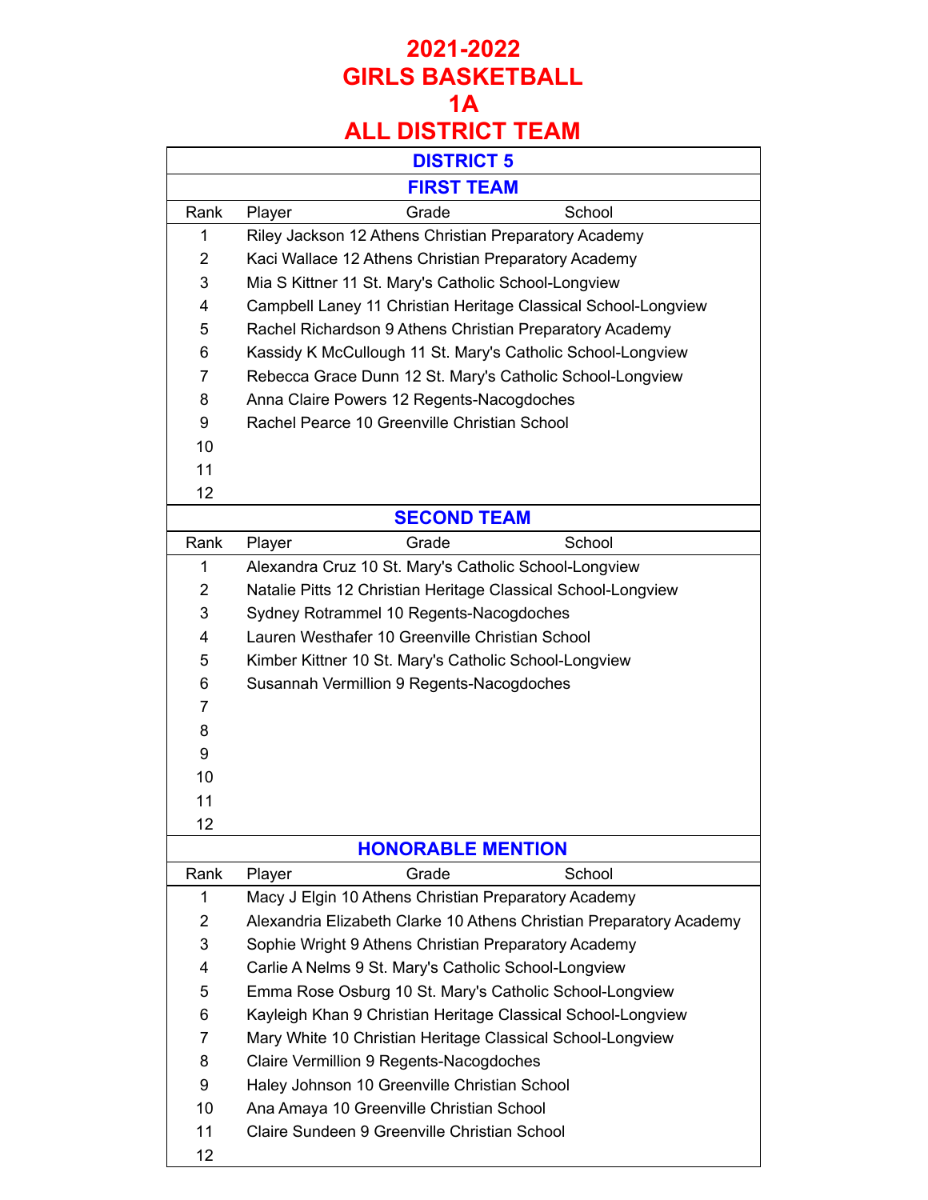# 2021-2022
# GIRLS BASKETBALL
# 1A
# ALL DISTRICT TEAM

## DISTRICT 5

### FIRST TEAM

| Rank | Player | Grade | School |
|---|---|---|---|
| 1 | Riley Jackson | 12 | Athens Christian Preparatory Academy |
| 2 | Kaci Wallace | 12 | Athens Christian Preparatory Academy |
| 3 | Mia S Kittner | 11 | St. Mary's Catholic School-Longview |
| 4 | Campbell Laney | 11 | Christian Heritage Classical School-Longview |
| 5 | Rachel Richardson | 9 | Athens Christian Preparatory Academy |
| 6 | Kassidy K McCullough | 11 | St. Mary's Catholic School-Longview |
| 7 | Rebecca Grace Dunn | 12 | St. Mary's Catholic School-Longview |
| 8 | Anna Claire Powers | 12 | Regents-Nacogdoches |
| 9 | Rachel Pearce | 10 | Greenville Christian School |
| 10 | | | |
| 11 | | | |
| 12 | | | |

### SECOND TEAM

| Rank | Player | Grade | School |
|---|---|---|---|
| 1 | Alexandra Cruz | 10 | St. Mary's Catholic School-Longview |
| 2 | Natalie Pitts | 12 | Christian Heritage Classical School-Longview |
| 3 | Sydney Rotrammel | 10 | Regents-Nacogdoches |
| 4 | Lauren Westhafer | 10 | Greenville Christian School |
| 5 | Kimber Kittner | 10 | St. Mary's Catholic School-Longview |
| 6 | Susannah Vermillion | 9 | Regents-Nacogdoches |
| 7 | | | |
| 8 | | | |
| 9 | | | |
| 10 | | | |
| 11 | | | |
| 12 | | | |

### HONORABLE MENTION

| Rank | Player | Grade | School |
|---|---|---|---|
| 1 | Macy J Elgin | 10 | Athens Christian Preparatory Academy |
| 2 | Alexandria Elizabeth Clarke | 10 | Athens Christian Preparatory Academy |
| 3 | Sophie Wright | 9 | Athens Christian Preparatory Academy |
| 4 | Carlie A Nelms | 9 | St. Mary's Catholic School-Longview |
| 5 | Emma Rose Osburg | 10 | St. Mary's Catholic School-Longview |
| 6 | Kayleigh Khan | 9 | Christian Heritage Classical School-Longview |
| 7 | Mary White | 10 | Christian Heritage Classical School-Longview |
| 8 | Claire Vermillion | 9 | Regents-Nacogdoches |
| 9 | Haley Johnson | 10 | Greenville Christian School |
| 10 | Ana Amaya | 10 | Greenville Christian School |
| 11 | Claire Sundeen | 9 | Greenville Christian School |
| 12 | | | |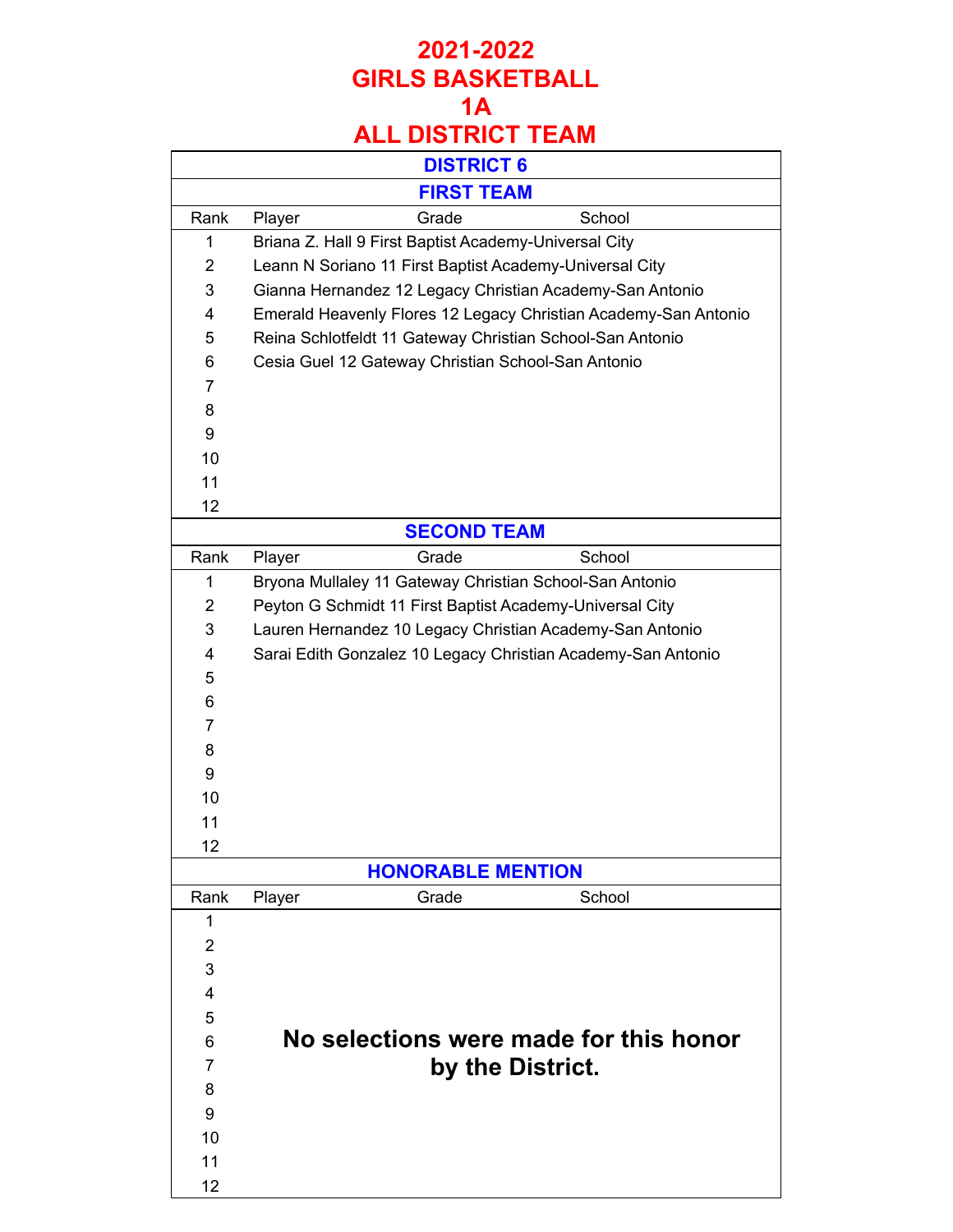# 2021-2022
# GIRLS BASKETBALL
# 1A
# ALL DISTRICT TEAM

## DISTRICT 6

### FIRST TEAM

| Rank | Player | Grade | School |
|---|---|---|---|
| 1 | Briana Z. Hall | 9 | First Baptist Academy-Universal City |
| 2 | Leann N Soriano | 11 | First Baptist Academy-Universal City |
| 3 | Gianna Hernandez | 12 | Legacy Christian Academy-San Antonio |
| 4 | Emerald Heavenly Flores | 12 | Legacy Christian Academy-San Antonio |
| 5 | Reina Schlotfeldt | 11 | Gateway Christian School-San Antonio |
| 6 | Cesia Guel | 12 | Gateway Christian School-San Antonio |
| 7 | | | |
| 8 | | | |
| 9 | | | |
| 10 | | | |
| 11 | | | |
| 12 | | | |

### SECOND TEAM

| Rank | Player | Grade | School |
|---|---|---|---|
| 1 | Bryona Mullaley | 11 | Gateway Christian School-San Antonio |
| 2 | Peyton G Schmidt | 11 | First Baptist Academy-Universal City |
| 3 | Lauren Hernandez | 10 | Legacy Christian Academy-San Antonio |
| 4 | Sarai Edith Gonzalez | 10 | Legacy Christian Academy-San Antonio |
| 5 | | | |
| 6 | | | |
| 7 | | | |
| 8 | | | |
| 9 | | | |
| 10 | | | |
| 11 | | | |
| 12 | | | |

### HONORABLE MENTION

| Rank | Player | Grade | School |
|---|---|---|---|
| 1 | | | |
| 2 | | | |
| 3 | | | |
| 4 | | | |
| 5 | | | |
| 6 | | | |
| 7 | | | |
| 8 | | | |
| 9 | | | |
| 10 | | | |
| 11 | | | |
| 12 | | | |

**No selections were made for this honor by the District.**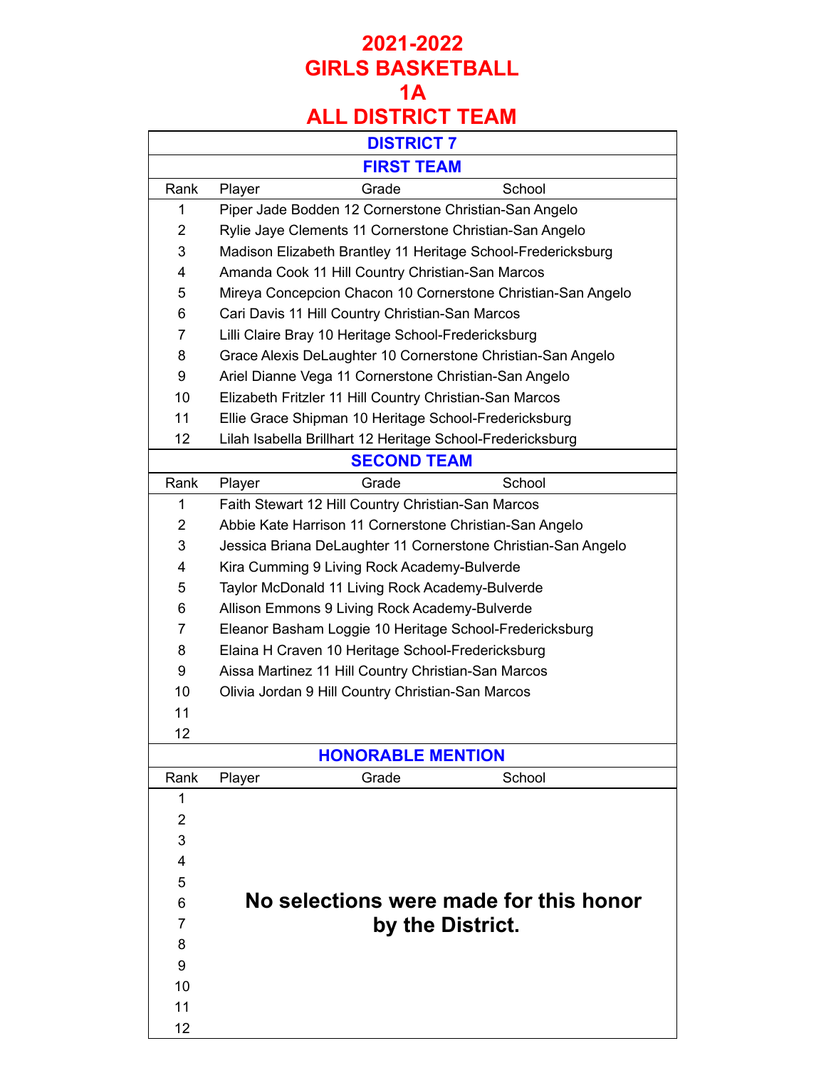# 2021-2022
# GIRLS BASKETBALL
# 1A
# ALL DISTRICT TEAM

## DISTRICT 7

### FIRST TEAM

| Rank | Player | Grade | School |
|---|---|---|---|
| 1 | Piper Jade Bodden | 12 | Cornerstone Christian-San Angelo |
| 2 | Rylie Jaye Clements | 11 | Cornerstone Christian-San Angelo |
| 3 | Madison Elizabeth Brantley | 11 | Heritage School-Fredericksburg |
| 4 | Amanda Cook | 11 | Hill Country Christian-San Marcos |
| 5 | Mireya Concepcion Chacon | 10 | Cornerstone Christian-San Angelo |
| 6 | Cari Davis | 11 | Hill Country Christian-San Marcos |
| 7 | Lilli Claire Bray | 10 | Heritage School-Fredericksburg |
| 8 | Grace Alexis DeLaughter | 10 | Cornerstone Christian-San Angelo |
| 9 | Ariel Dianne Vega | 11 | Cornerstone Christian-San Angelo |
| 10 | Elizabeth Fritzler | 11 | Hill Country Christian-San Marcos |
| 11 | Ellie Grace Shipman | 10 | Heritage School-Fredericksburg |
| 12 | Lilah Isabella Brillhart | 12 | Heritage School-Fredericksburg |

### SECOND TEAM

| Rank | Player | Grade | School |
|---|---|---|---|
| 1 | Faith Stewart | 12 | Hill Country Christian-San Marcos |
| 2 | Abbie Kate Harrison | 11 | Cornerstone Christian-San Angelo |
| 3 | Jessica Briana DeLaughter | 11 | Cornerstone Christian-San Angelo |
| 4 | Kira Cumming | 9 | Living Rock Academy-Bulverde |
| 5 | Taylor McDonald | 11 | Living Rock Academy-Bulverde |
| 6 | Allison Emmons | 9 | Living Rock Academy-Bulverde |
| 7 | Eleanor Basham Loggie | 10 | Heritage School-Fredericksburg |
| 8 | Elaina H Craven | 10 | Heritage School-Fredericksburg |
| 9 | Aissa Martinez | 11 | Hill Country Christian-San Marcos |
| 10 | Olivia Jordan | 9 | Hill Country Christian-San Marcos |
| 11 | | | |
| 12 | | | |

### HONORABLE MENTION

| Rank | Player | Grade | School |
|---|---|---|---|
| 1 | | | |
| 2 | | | |
| 3 | | | |
| 4 | | | |
| 5 | | | |
| 6 | | | |
| 7 | | | |
| 8 | | | |
| 9 | | | |
| 10 | | | |
| 11 | | | |
| 12 | | | |

**No selections were made for this honor by the District.**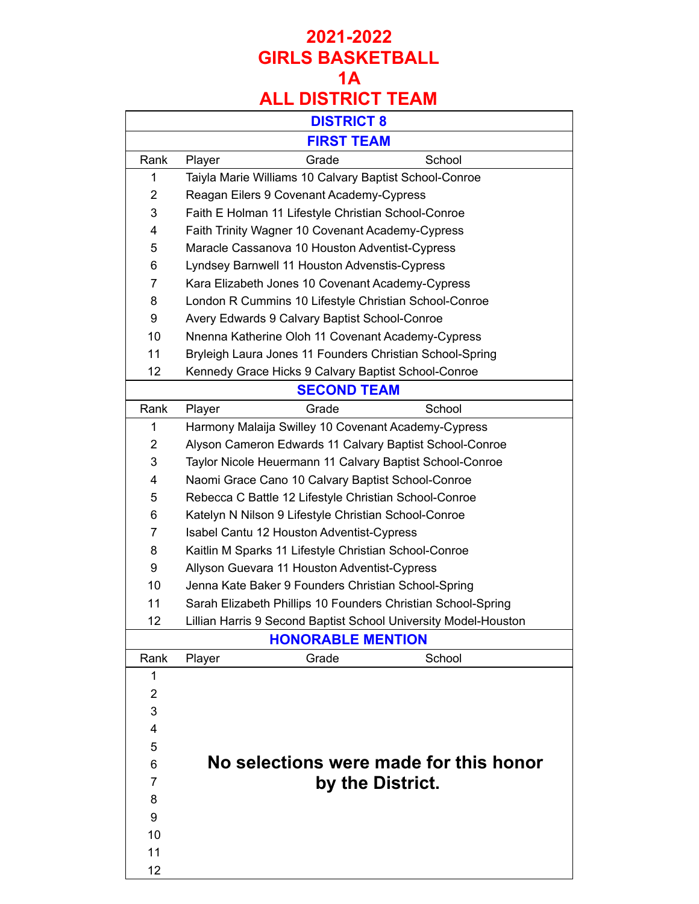# 2021-2022
# GIRLS BASKETBALL
# 1A
# ALL DISTRICT TEAM

## DISTRICT 8

### FIRST TEAM

| Rank | Player | Grade | School |
|---|---|---|---|
| 1 | Taiyla Marie Williams | 10 | Calvary Baptist School-Conroe |
| 2 | Reagan Eilers | 9 | Covenant Academy-Cypress |
| 3 | Faith E Holman | 11 | Lifestyle Christian School-Conroe |
| 4 | Faith Trinity Wagner | 10 | Covenant Academy-Cypress |
| 5 | Maracle Cassanova | 10 | Houston Adventist-Cypress |
| 6 | Lyndsey Barnwell | 11 | Houston Advenstis-Cypress |
| 7 | Kara Elizabeth Jones | 10 | Covenant Academy-Cypress |
| 8 | London R Cummins | 10 | Lifestyle Christian School-Conroe |
| 9 | Avery Edwards | 9 | Calvary Baptist School-Conroe |
| 10 | Nnenna Katherine Oloh | 11 | Covenant Academy-Cypress |
| 11 | Bryleigh Laura Jones | 11 | Founders Christian School-Spring |
| 12 | Kennedy Grace Hicks | 9 | Calvary Baptist School-Conroe |

### SECOND TEAM

| Rank | Player | Grade | School |
|---|---|---|---|
| 1 | Harmony Malaija Swilley | 10 | Covenant Academy-Cypress |
| 2 | Alyson Cameron Edwards | 11 | Calvary Baptist School-Conroe |
| 3 | Taylor Nicole Heuermann | 11 | Calvary Baptist School-Conroe |
| 4 | Naomi Grace Cano | 10 | Calvary Baptist School-Conroe |
| 5 | Rebecca C Battle | 12 | Lifestyle Christian School-Conroe |
| 6 | Katelyn N Nilson | 9 | Lifestyle Christian School-Conroe |
| 7 | Isabel Cantu | 12 | Houston Adventist-Cypress |
| 8 | Kaitlin M Sparks | 11 | Lifestyle Christian School-Conroe |
| 9 | Allyson Guevara | 11 | Houston Adventist-Cypress |
| 10 | Jenna Kate Baker | 9 | Founders Christian School-Spring |
| 11 | Sarah Elizabeth Phillips | 10 | Founders Christian School-Spring |
| 12 | Lillian Harris | 9 | Second Baptist School University Model-Houston |

### HONORABLE MENTION

| Rank | Player | Grade | School |
|---|---|---|---|
| 1 | | | |
| 2 | | | |
| 3 | | | |
| 4 | | | |
| 5 | | | |
| 6 | | | |
| 7 | | | |
| 8 | | | |
| 9 | | | |
| 10 | | | |
| 11 | | | |
| 12 | | | |

**No selections were made for this honor by the District.**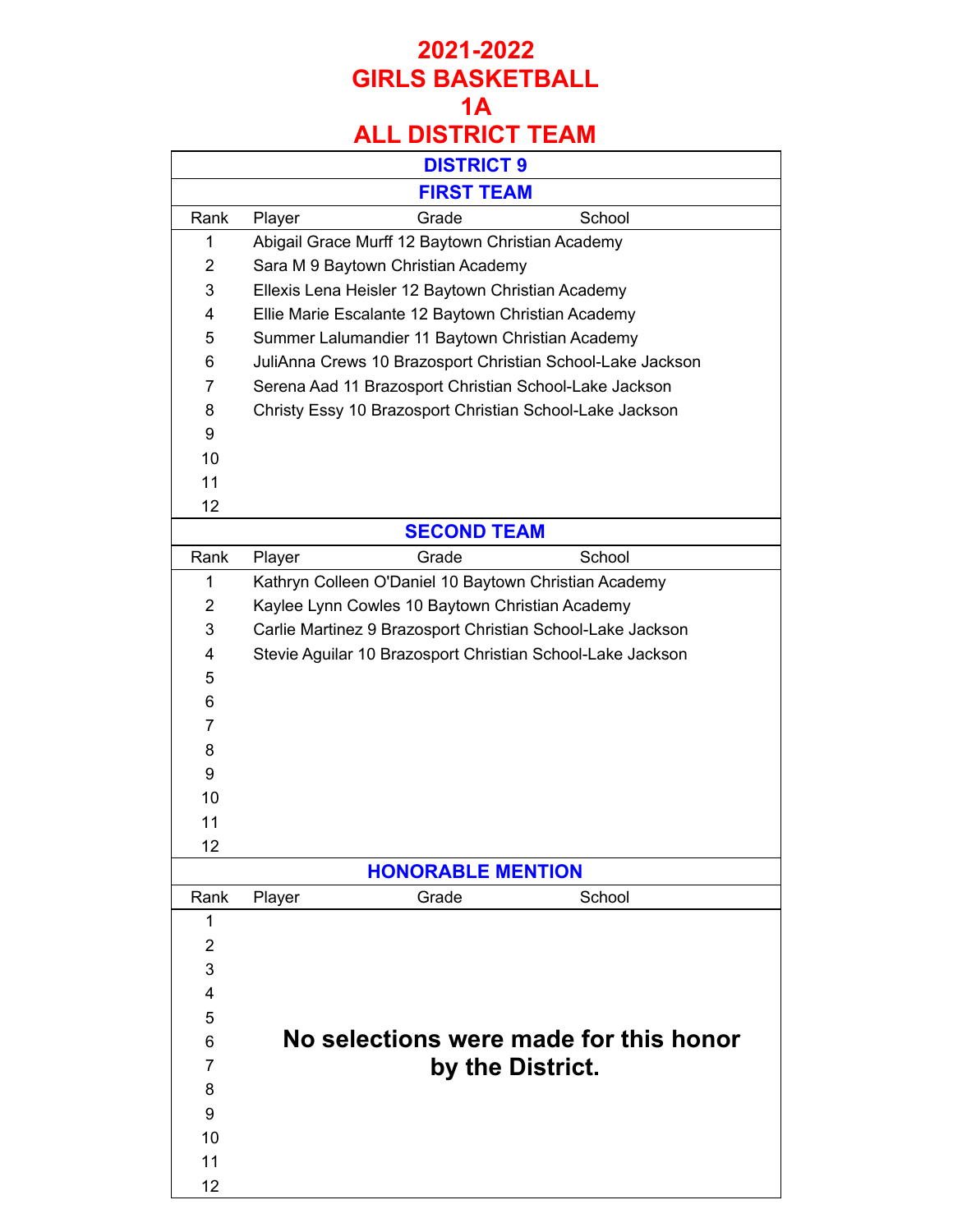# 2021-2022
# GIRLS BASKETBALL
# 1A
# ALL DISTRICT TEAM

## DISTRICT 9

### FIRST TEAM

| Rank | Player | Grade | School |
|---|---|---|---|
| 1 | Abigail Grace Murff | 12 | Baytown Christian Academy |
| 2 | Sara M | 9 | Baytown Christian Academy |
| 3 | Ellexis Lena Heisler | 12 | Baytown Christian Academy |
| 4 | Ellie Marie Escalante | 12 | Baytown Christian Academy |
| 5 | Summer Lalumandier | 11 | Baytown Christian Academy |
| 6 | JuliAnna Crews | 10 | Brazosport Christian School-Lake Jackson |
| 7 | Serena Aad | 11 | Brazosport Christian School-Lake Jackson |
| 8 | Christy Essy | 10 | Brazosport Christian School-Lake Jackson |
| 9 | | | |
| 10 | | | |
| 11 | | | |
| 12 | | | |

### SECOND TEAM

| Rank | Player | Grade | School |
|---|---|---|---|
| 1 | Kathryn Colleen O'Daniel | 10 | Baytown Christian Academy |
| 2 | Kaylee Lynn Cowles | 10 | Baytown Christian Academy |
| 3 | Carlie Martinez | 9 | Brazosport Christian School-Lake Jackson |
| 4 | Stevie Aguilar | 10 | Brazosport Christian School-Lake Jackson |
| 5 | | | |
| 6 | | | |
| 7 | | | |
| 8 | | | |
| 9 | | | |
| 10 | | | |
| 11 | | | |
| 12 | | | |

### HONORABLE MENTION

| Rank | Player | Grade | School |
|---|---|---|---|
| 1 | | | |
| 2 | | | |
| 3 | | | |
| 4 | | | |
| 5 | | | |
| 6 | | | |
| 7 | | | |
| 8 | | | |
| 9 | | | |
| 10 | | | |
| 11 | | | |
| 12 | | | |

**No selections were made for this honor by the District.**